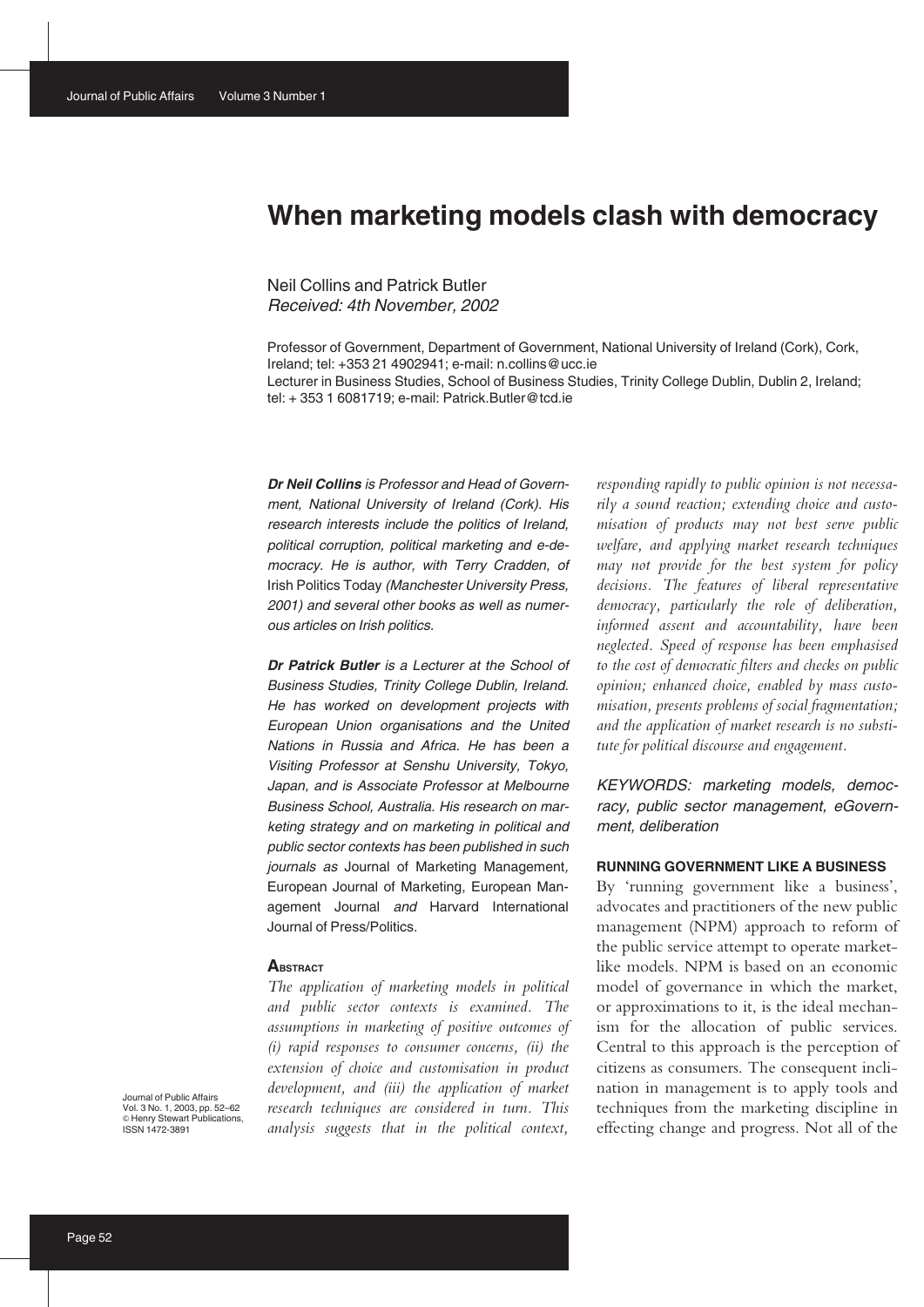# When marketing models clash with democracy

Neil Collins and Patrick Butler
*Received: 4th November, 2002*

Professor of Government, Department of Government, National University of Ireland (Cork), Cork, Ireland; tel: +353 21 4902941; e-mail: n.collins@ucc.ie
Lecturer in Business Studies, School of Business Studies, Trinity College Dublin, Dublin 2, Ireland; tel: + 353 1 6081719; e-mail: Patrick.Butler@tcd.ie

***Dr Neil Collins*** *is Professor and Head of Government, National University of Ireland (Cork). His research interests include the politics of Ireland, political corruption, political marketing and e-democracy. He is author, with Terry Cradden, of* Irish Politics Today *(Manchester University Press, 2001) and several other books as well as numerous articles on Irish politics.*

***Dr Patrick Butler*** *is a Lecturer at the School of Business Studies, Trinity College Dublin, Ireland. He has worked on development projects with European Union organisations and the United Nations in Russia and Africa. He has been a Visiting Professor at Senshu University, Tokyo, Japan, and is Associate Professor at Melbourne Business School, Australia. His research on marketing strategy and on marketing in political and public sector contexts has been published in such journals as* Journal of Marketing Management, European Journal of Marketing, European Management Journal *and* Harvard International Journal of Press/Politics.

## Abstract

*The application of marketing models in political and public sector contexts is examined. The assumptions in marketing of positive outcomes of (i) rapid responses to consumer concerns, (ii) the extension of choice and customisation in product development, and (iii) the application of market research techniques are considered in turn. This analysis suggests that in the political context, responding rapidly to public opinion is not necessarily a sound reaction; extending choice and customisation of products may not best serve public welfare, and applying market research techniques may not provide for the best system for policy decisions. The features of liberal representative democracy, particularly the role of deliberation, informed assent and accountability, have been neglected. Speed of response has been emphasised to the cost of democratic filters and checks on public opinion; enhanced choice, enabled by mass customisation, presents problems of social fragmentation; and the application of market research is no substitute for political discourse and engagement.*

*KEYWORDS: marketing models, democracy, public sector management, eGovernment, deliberation*

## RUNNING GOVERNMENT LIKE A BUSINESS

By 'running government like a business', advocates and practitioners of the new public management (NPM) approach to reform of the public service attempt to operate market-like models. NPM is based on an economic model of governance in which the market, or approximations to it, is the ideal mechanism for the allocation of public services. Central to this approach is the perception of citizens as consumers. The consequent inclination in management is to apply tools and techniques from the marketing discipline in effecting change and progress. Not all of the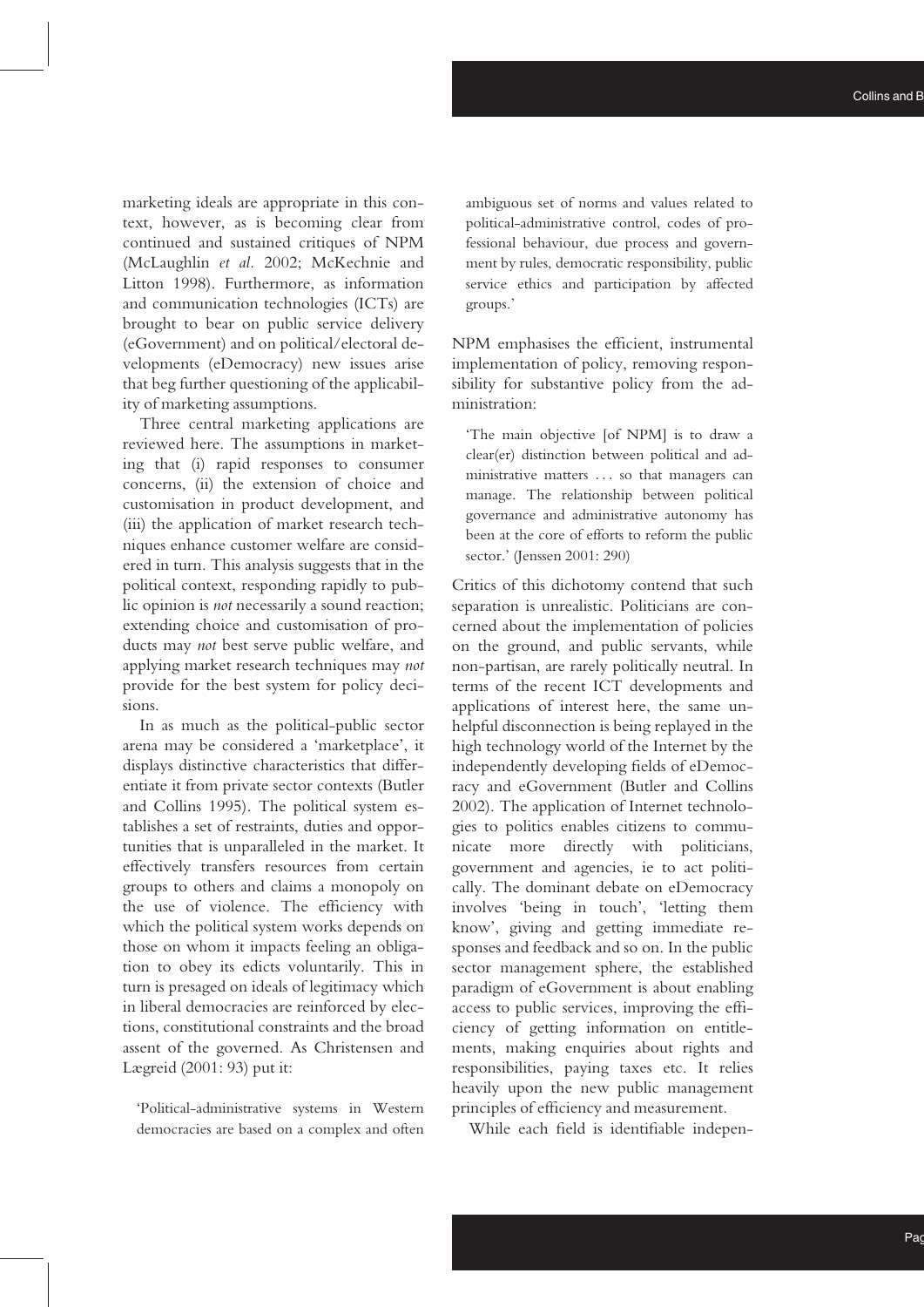marketing ideals are appropriate in this context, however, as is becoming clear from continued and sustained critiques of NPM (McLaughlin *et al.* 2002; McKechnie and Litton 1998). Furthermore, as information and communication technologies (ICTs) are brought to bear on public service delivery (eGovernment) and on political/electoral developments (eDemocracy) new issues arise that beg further questioning of the applicability of marketing assumptions.

Three central marketing applications are reviewed here. The assumptions in marketing that (i) rapid responses to consumer concerns, (ii) the extension of choice and customisation in product development, and (iii) the application of market research techniques enhance customer welfare are considered in turn. This analysis suggests that in the political context, responding rapidly to public opinion is *not* necessarily a sound reaction; extending choice and customisation of products may *not* best serve public welfare, and applying market research techniques may *not* provide for the best system for policy decisions.

In as much as the political-public sector arena may be considered a 'marketplace', it displays distinctive characteristics that differentiate it from private sector contexts (Butler and Collins 1995). The political system establishes a set of restraints, duties and opportunities that is unparalleled in the market. It effectively transfers resources from certain groups to others and claims a monopoly on the use of violence. The efficiency with which the political system works depends on those on whom it impacts feeling an obligation to obey its edicts voluntarily. This in turn is presaged on ideals of legitimacy which in liberal democracies are reinforced by elections, constitutional constraints and the broad assent of the governed. As Christensen and Lægreid (2001: 93) put it:

> 'Political-administrative systems in Western democracies are based on a complex and often ambiguous set of norms and values related to political-administrative control, codes of professional behaviour, due process and government by rules, democratic responsibility, public service ethics and participation by affected groups.'

NPM emphasises the efficient, instrumental implementation of policy, removing responsibility for substantive policy from the administration:

> 'The main objective [of NPM] is to draw a clear(er) distinction between political and administrative matters ... so that managers can manage. The relationship between political governance and administrative autonomy has been at the core of efforts to reform the public sector.' (Jenssen 2001: 290)

Critics of this dichotomy contend that such separation is unrealistic. Politicians are concerned about the implementation of policies on the ground, and public servants, while non-partisan, are rarely politically neutral. In terms of the recent ICT developments and applications of interest here, the same unhelpful disconnection is being replayed in the high technology world of the Internet by the independently developing fields of eDemocracy and eGovernment (Butler and Collins 2002). The application of Internet technologies to politics enables citizens to communicate more directly with politicians, government and agencies, ie to act politically. The dominant debate on eDemocracy involves 'being in touch', 'letting them know', giving and getting immediate responses and feedback and so on. In the public sector management sphere, the established paradigm of eGovernment is about enabling access to public services, improving the efficiency of getting information on entitlements, making enquiries about rights and responsibilities, paying taxes etc. It relies heavily upon the new public management principles of efficiency and measurement.

While each field is identifiable indepen-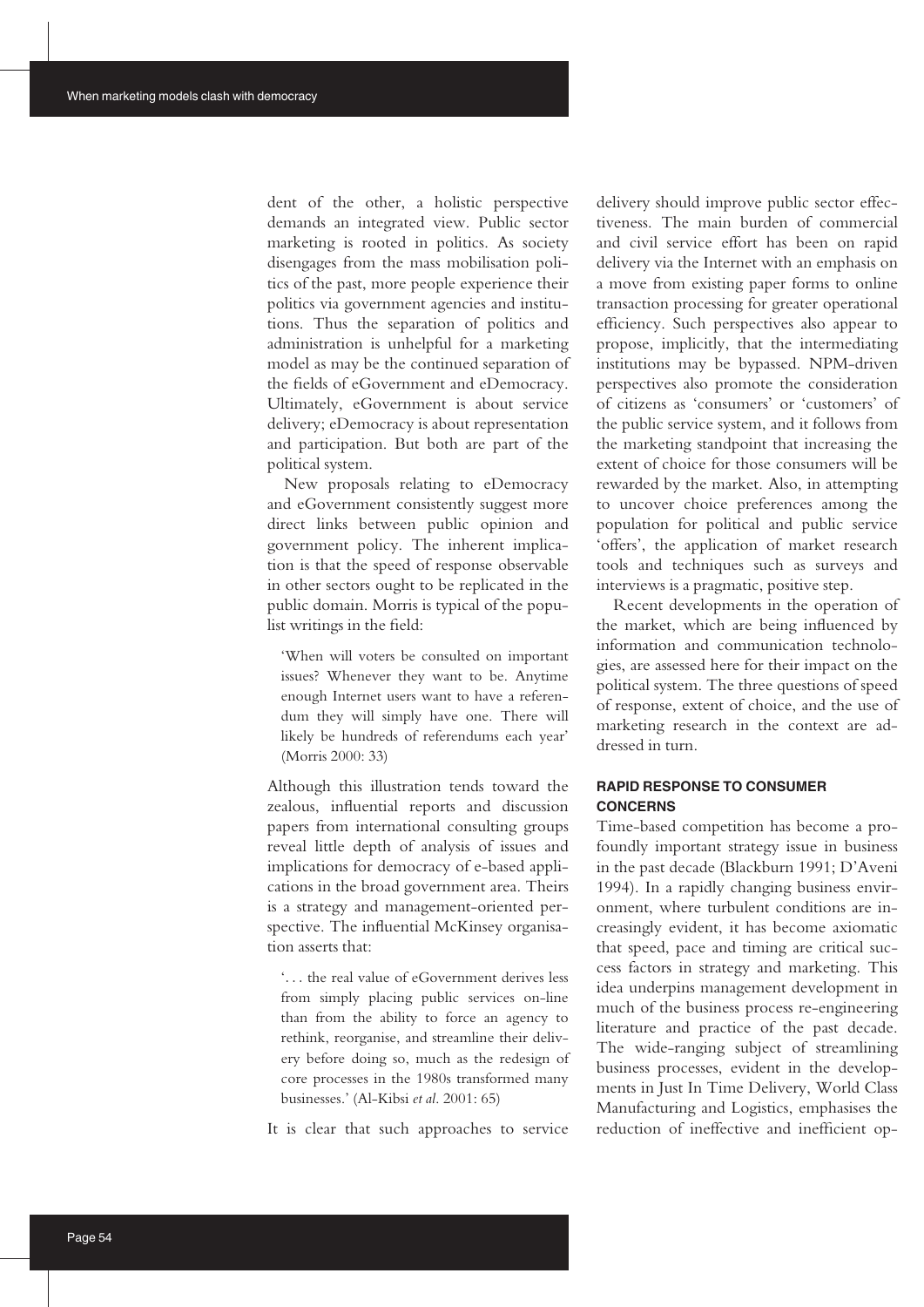dent of the other, a holistic perspective demands an integrated view. Public sector marketing is rooted in politics. As society disengages from the mass mobilisation politics of the past, more people experience their politics via government agencies and institutions. Thus the separation of politics and administration is unhelpful for a marketing model as may be the continued separation of the fields of eGovernment and eDemocracy. Ultimately, eGovernment is about service delivery; eDemocracy is about representation and participation. But both are part of the political system.

New proposals relating to eDemocracy and eGovernment consistently suggest more direct links between public opinion and government policy. The inherent implication is that the speed of response observable in other sectors ought to be replicated in the public domain. Morris is typical of the populist writings in the field:

> 'When will voters be consulted on important issues? Whenever they want to be. Anytime enough Internet users want to have a referendum they will simply have one. There will likely be hundreds of referendums each year' (Morris 2000: 33)

Although this illustration tends toward the zealous, influential reports and discussion papers from international consulting groups reveal little depth of analysis of issues and implications for democracy of e-based applications in the broad government area. Theirs is a strategy and management-oriented perspective. The influential McKinsey organisation asserts that:

> '. . . the real value of eGovernment derives less from simply placing public services on-line than from the ability to force an agency to rethink, reorganise, and streamline their delivery before doing so, much as the redesign of core processes in the 1980s transformed many businesses.' (Al-Kibsi *et al*. 2001: 65)

It is clear that such approaches to service delivery should improve public sector effectiveness. The main burden of commercial and civil service effort has been on rapid delivery via the Internet with an emphasis on a move from existing paper forms to online transaction processing for greater operational efficiency. Such perspectives also appear to propose, implicitly, that the intermediating institutions may be bypassed. NPM-driven perspectives also promote the consideration of citizens as 'consumers' or 'customers' of the public service system, and it follows from the marketing standpoint that increasing the extent of choice for those consumers will be rewarded by the market. Also, in attempting to uncover choice preferences among the population for political and public service 'offers', the application of market research tools and techniques such as surveys and interviews is a pragmatic, positive step.

Recent developments in the operation of the market, which are being influenced by information and communication technologies, are assessed here for their impact on the political system. The three questions of speed of response, extent of choice, and the use of marketing research in the context are addressed in turn.

## RAPID RESPONSE TO CONSUMER CONCERNS

Time-based competition has become a profoundly important strategy issue in business in the past decade (Blackburn 1991; D'Aveni 1994). In a rapidly changing business environment, where turbulent conditions are increasingly evident, it has become axiomatic that speed, pace and timing are critical success factors in strategy and marketing. This idea underpins management development in much of the business process re-engineering literature and practice of the past decade. The wide-ranging subject of streamlining business processes, evident in the developments in Just In Time Delivery, World Class Manufacturing and Logistics, emphasises the reduction of ineffective and inefficient op-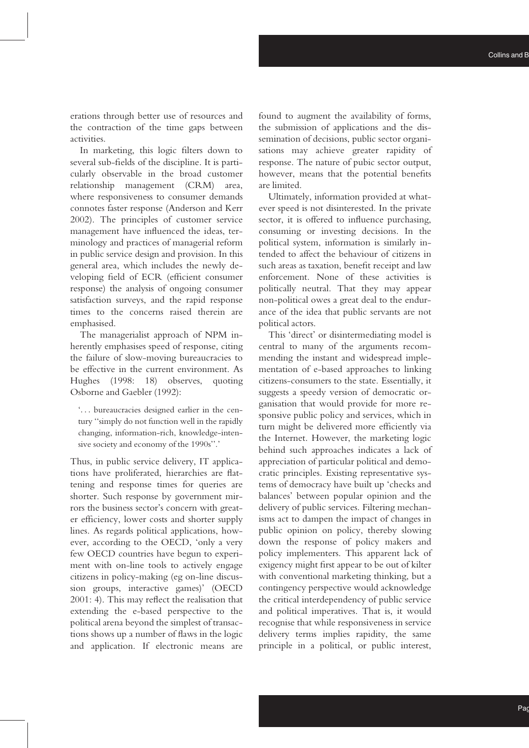erations through better use of resources and the contraction of the time gaps between activities.

In marketing, this logic filters down to several sub-fields of the discipline. It is particularly observable in the broad customer relationship management (CRM) area, where responsiveness to consumer demands connotes faster response (Anderson and Kerr 2002). The principles of customer service management have influenced the ideas, terminology and practices of managerial reform in public service design and provision. In this general area, which includes the newly developing field of ECR (efficient consumer response) the analysis of ongoing consumer satisfaction surveys, and the rapid response times to the concerns raised therein are emphasised.

The managerialist approach of NPM inherently emphasises speed of response, citing the failure of slow-moving bureaucracies to be effective in the current environment. As Hughes (1998: 18) observes, quoting Osborne and Gaebler (1992):

> '. . . bureaucracies designed earlier in the century "simply do not function well in the rapidly changing, information-rich, knowledge-intensive society and economy of the 1990s".'

Thus, in public service delivery, IT applications have proliferated, hierarchies are flattening and response times for queries are shorter. Such response by government mirrors the business sector's concern with greater efficiency, lower costs and shorter supply lines. As regards political applications, however, according to the OECD, 'only a very few OECD countries have begun to experiment with on-line tools to actively engage citizens in policy-making (eg on-line discussion groups, interactive games)' (OECD 2001: 4). This may reflect the realisation that extending the e-based perspective to the political arena beyond the simplest of transactions shows up a number of flaws in the logic and application. If electronic means are found to augment the availability of forms, the submission of applications and the dissemination of decisions, public sector organisations may achieve greater rapidity of response. The nature of pubic sector output, however, means that the potential benefits are limited.

Ultimately, information provided at whatever speed is not disinterested. In the private sector, it is offered to influence purchasing, consuming or investing decisions. In the political system, information is similarly intended to affect the behaviour of citizens in such areas as taxation, benefit receipt and law enforcement. None of these activities is politically neutral. That they may appear non-political owes a great deal to the endurance of the idea that public servants are not political actors.

This 'direct' or disintermediating model is central to many of the arguments recommending the instant and widespread implementation of e-based approaches to linking citizens-consumers to the state. Essentially, it suggests a speedy version of democratic organisation that would provide for more responsive public policy and services, which in turn might be delivered more efficiently via the Internet. However, the marketing logic behind such approaches indicates a lack of appreciation of particular political and democratic principles. Existing representative systems of democracy have built up 'checks and balances' between popular opinion and the delivery of public services. Filtering mechanisms act to dampen the impact of changes in public opinion on policy, thereby slowing down the response of policy makers and policy implementers. This apparent lack of exigency might first appear to be out of kilter with conventional marketing thinking, but a contingency perspective would acknowledge the critical interdependency of public service and political imperatives. That is, it would recognise that while responsiveness in service delivery terms implies rapidity, the same principle in a political, or public interest,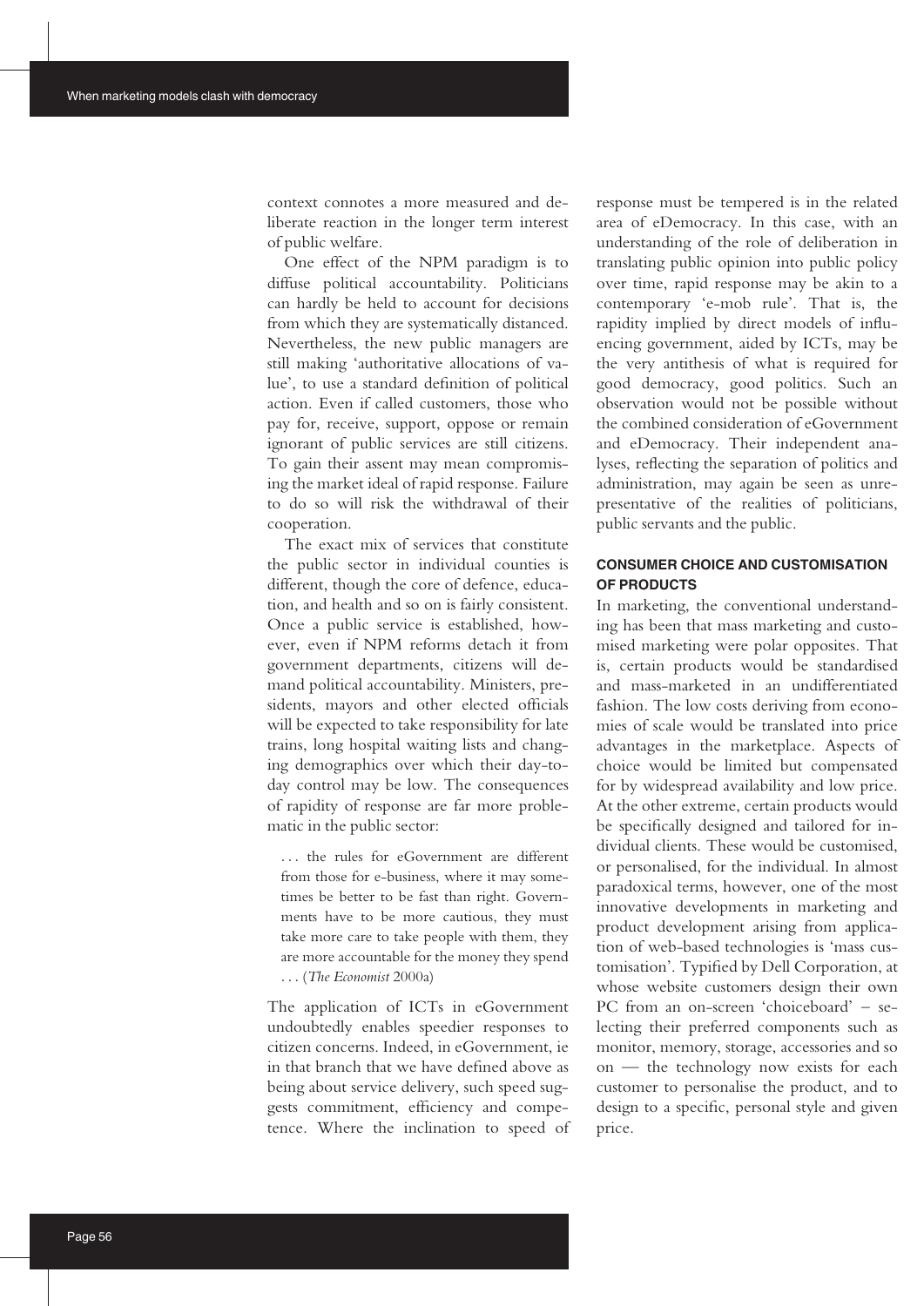context connotes a more measured and deliberate reaction in the longer term interest of public welfare.

One effect of the NPM paradigm is to diffuse political accountability. Politicians can hardly be held to account for decisions from which they are systematically distanced. Nevertheless, the new public managers are still making 'authoritative allocations of value', to use a standard definition of political action. Even if called customers, those who pay for, receive, support, oppose or remain ignorant of public services are still citizens. To gain their assent may mean compromising the market ideal of rapid response. Failure to do so will risk the withdrawal of their cooperation.

The exact mix of services that constitute the public sector in individual counties is different, though the core of defence, education, and health and so on is fairly consistent. Once a public service is established, however, even if NPM reforms detach it from government departments, citizens will demand political accountability. Ministers, presidents, mayors and other elected officials will be expected to take responsibility for late trains, long hospital waiting lists and changing demographics over which their day-to-day control may be low. The consequences of rapidity of response are far more problematic in the public sector:

> . . . the rules for eGovernment are different from those for e-business, where it may sometimes be better to be fast than right. Governments have to be more cautious, they must take more care to take people with them, they are more accountable for the money they spend . . . (*The Economist* 2000a)

The application of ICTs in eGovernment undoubtedly enables speedier responses to citizen concerns. Indeed, in eGovernment, ie in that branch that we have defined above as being about service delivery, such speed suggests commitment, efficiency and competence. Where the inclination to speed of response must be tempered is in the related area of eDemocracy. In this case, with an understanding of the role of deliberation in translating public opinion into public policy over time, rapid response may be akin to a contemporary 'e-mob rule'. That is, the rapidity implied by direct models of influencing government, aided by ICTs, may be the very antithesis of what is required for good democracy, good politics. Such an observation would not be possible without the combined consideration of eGovernment and eDemocracy. Their independent analyses, reflecting the separation of politics and administration, may again be seen as unrepresentative of the realities of politicians, public servants and the public.

## CONSUMER CHOICE AND CUSTOMISATION OF PRODUCTS

In marketing, the conventional understanding has been that mass marketing and customised marketing were polar opposites. That is, certain products would be standardised and mass-marketed in an undifferentiated fashion. The low costs deriving from economies of scale would be translated into price advantages in the marketplace. Aspects of choice would be limited but compensated for by widespread availability and low price. At the other extreme, certain products would be specifically designed and tailored for individual clients. These would be customised, or personalised, for the individual. In almost paradoxical terms, however, one of the most innovative developments in marketing and product development arising from application of web-based technologies is 'mass customisation'. Typified by Dell Corporation, at whose website customers design their own PC from an on-screen 'choiceboard' – selecting their preferred components such as monitor, memory, storage, accessories and so on — the technology now exists for each customer to personalise the product, and to design to a specific, personal style and given price.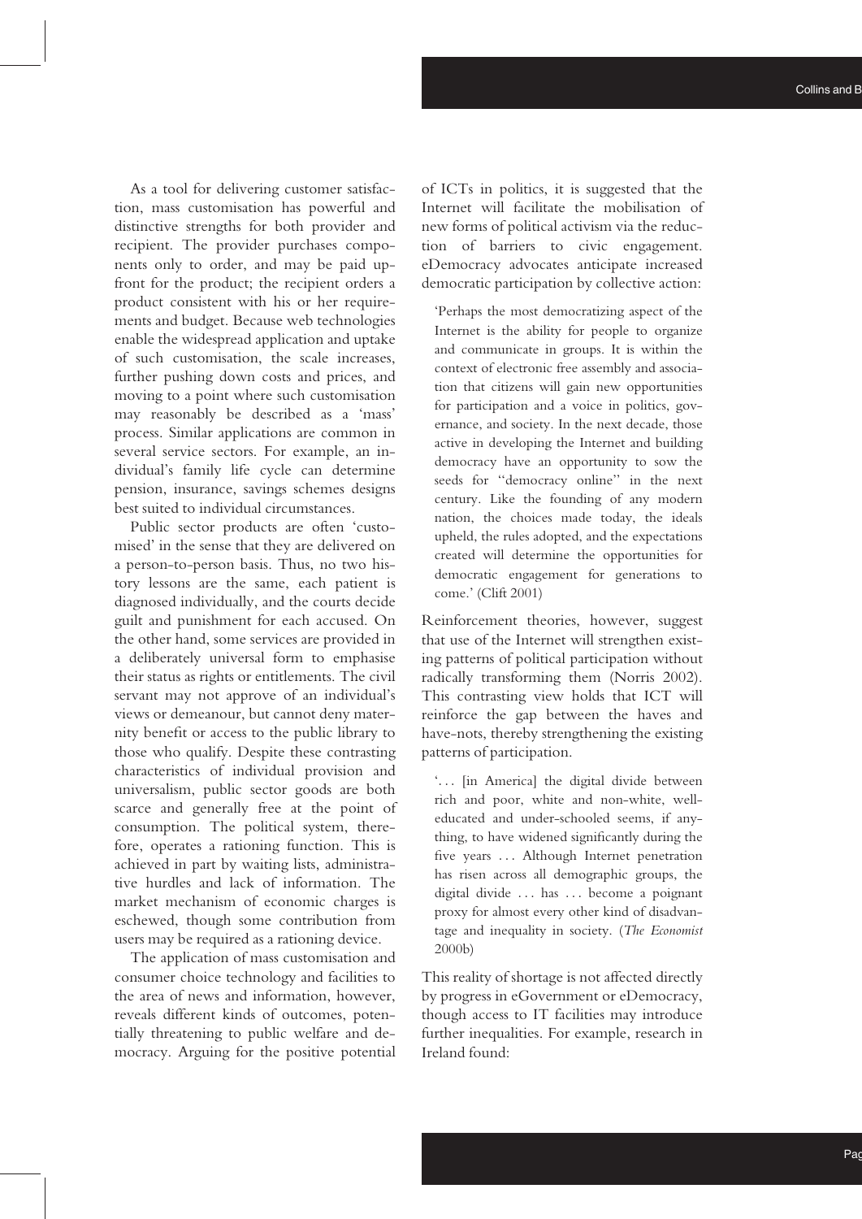As a tool for delivering customer satisfaction, mass customisation has powerful and distinctive strengths for both provider and recipient. The provider purchases components only to order, and may be paid upfront for the product; the recipient orders a product consistent with his or her requirements and budget. Because web technologies enable the widespread application and uptake of such customisation, the scale increases, further pushing down costs and prices, and moving to a point where such customisation may reasonably be described as a 'mass' process. Similar applications are common in several service sectors. For example, an individual's family life cycle can determine pension, insurance, savings schemes designs best suited to individual circumstances.

Public sector products are often 'customised' in the sense that they are delivered on a person-to-person basis. Thus, no two history lessons are the same, each patient is diagnosed individually, and the courts decide guilt and punishment for each accused. On the other hand, some services are provided in a deliberately universal form to emphasise their status as rights or entitlements. The civil servant may not approve of an individual's views or demeanour, but cannot deny maternity benefit or access to the public library to those who qualify. Despite these contrasting characteristics of individual provision and universalism, public sector goods are both scarce and generally free at the point of consumption. The political system, therefore, operates a rationing function. This is achieved in part by waiting lists, administrative hurdles and lack of information. The market mechanism of economic charges is eschewed, though some contribution from users may be required as a rationing device.

The application of mass customisation and consumer choice technology and facilities to the area of news and information, however, reveals different kinds of outcomes, potentially threatening to public welfare and democracy. Arguing for the positive potential of ICTs in politics, it is suggested that the Internet will facilitate the mobilisation of new forms of political activism via the reduction of barriers to civic engagement. eDemocracy advocates anticipate increased democratic participation by collective action:

> 'Perhaps the most democratizing aspect of the Internet is the ability for people to organize and communicate in groups. It is within the context of electronic free assembly and association that citizens will gain new opportunities for participation and a voice in politics, governance, and society. In the next decade, those active in developing the Internet and building democracy have an opportunity to sow the seeds for "democracy online" in the next century. Like the founding of any modern nation, the choices made today, the ideals upheld, the rules adopted, and the expectations created will determine the opportunities for democratic engagement for generations to come.' (Clift 2001)

Reinforcement theories, however, suggest that use of the Internet will strengthen existing patterns of political participation without radically transforming them (Norris 2002). This contrasting view holds that ICT will reinforce the gap between the haves and have-nots, thereby strengthening the existing patterns of participation.

> '. . . [in America] the digital divide between rich and poor, white and non-white, well-educated and under-schooled seems, if anything, to have widened significantly during the five years . . . Although Internet penetration has risen across all demographic groups, the digital divide . . . has . . . become a poignant proxy for almost every other kind of disadvantage and inequality in society. (*The Economist* 2000b)

This reality of shortage is not affected directly by progress in eGovernment or eDemocracy, though access to IT facilities may introduce further inequalities. For example, research in Ireland found: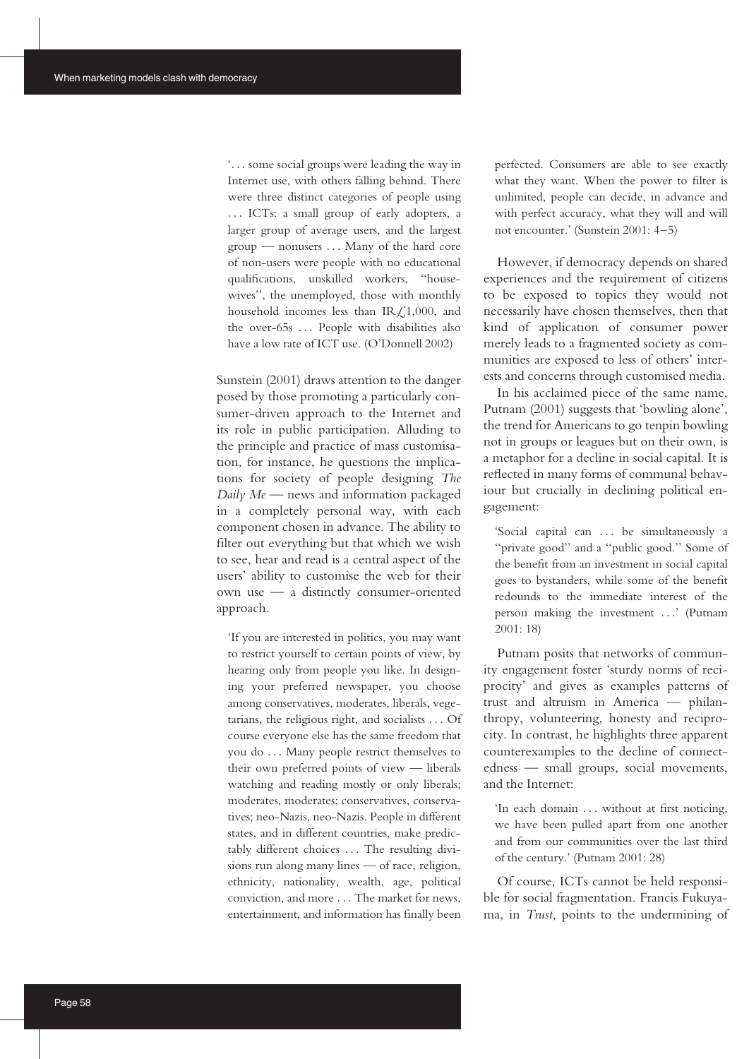> '. . . some social groups were leading the way in Internet use, with others falling behind. There were three distinct categories of people using . . . ICTs: a small group of early adopters, a larger group of average users, and the largest group — nonusers . . . Many of the hard core of non-users were people with no educational qualifications, unskilled workers, ''housewives'', the unemployed, those with monthly household incomes less than IR£1,000, and the over-65s . . . People with disabilities also have a low rate of ICT use. (O'Donnell 2002)

Sunstein (2001) draws attention to the danger posed by those promoting a particularly consumer-driven approach to the Internet and its role in public participation. Alluding to the principle and practice of mass customisation, for instance, he questions the implications for society of people designing *The Daily Me* — news and information packaged in a completely personal way, with each component chosen in advance. The ability to filter out everything but that which we wish to see, hear and read is a central aspect of the users' ability to customise the web for their own use — a distinctly consumer-oriented approach.

> 'If you are interested in politics, you may want to restrict yourself to certain points of view, by hearing only from people you like. In designing your preferred newspaper, you choose among conservatives, moderates, liberals, vegetarians, the religious right, and socialists . . . Of course everyone else has the same freedom that you do . . . Many people restrict themselves to their own preferred points of view — liberals watching and reading mostly or only liberals; moderates, moderates; conservatives, conservatives; neo-Nazis, neo-Nazis. People in different states, and in different countries, make predictably different choices . . . The resulting divisions run along many lines — of race, religion, ethnicity, nationality, wealth, age, political conviction, and more . . . The market for news, entertainment, and information has finally been perfected. Consumers are able to see exactly what they want. When the power to filter is unlimited, people can decide, in advance and with perfect accuracy, what they will and will not encounter.' (Sunstein 2001: 4–5)

However, if democracy depends on shared experiences and the requirement of citizens to be exposed to topics they would not necessarily have chosen themselves, then that kind of application of consumer power merely leads to a fragmented society as communities are exposed to less of others' interests and concerns through customised media.

In his acclaimed piece of the same name, Putnam (2001) suggests that 'bowling alone', the trend for Americans to go tenpin bowling not in groups or leagues but on their own, is a metaphor for a decline in social capital. It is reflected in many forms of communal behaviour but crucially in declining political engagement:

> 'Social capital can . . . be simultaneously a ''private good'' and a ''public good.'' Some of the benefit from an investment in social capital goes to bystanders, while some of the benefit redounds to the immediate interest of the person making the investment . . .' (Putnam 2001: 18)

Putnam posits that networks of community engagement foster 'sturdy norms of reciprocity' and gives as examples patterns of trust and altruism in America — philanthropy, volunteering, honesty and reciprocity. In contrast, he highlights three apparent counterexamples to the decline of connectedness — small groups, social movements, and the Internet:

> 'In each domain . . . without at first noticing, we have been pulled apart from one another and from our communities over the last third of the century.' (Putnam 2001: 28)

Of course, ICTs cannot be held responsible for social fragmentation. Francis Fukuyama, in *Trust*, points to the undermining of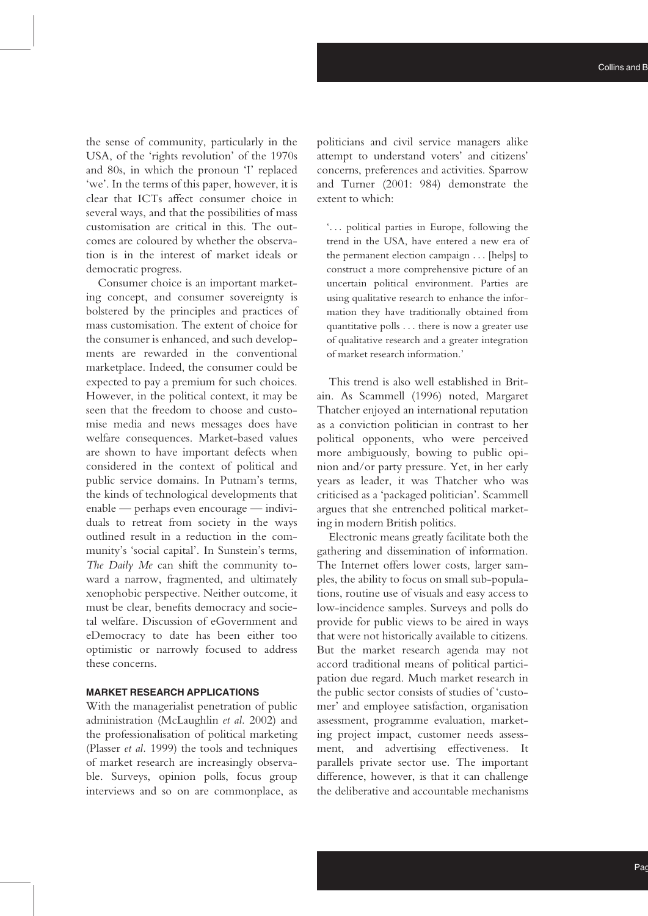the sense of community, particularly in the USA, of the 'rights revolution' of the 1970s and 80s, in which the pronoun 'I' replaced 'we'. In the terms of this paper, however, it is clear that ICTs affect consumer choice in several ways, and that the possibilities of mass customisation are critical in this. The outcomes are coloured by whether the observation is in the interest of market ideals or democratic progress.

Consumer choice is an important marketing concept, and consumer sovereignty is bolstered by the principles and practices of mass customisation. The extent of choice for the consumer is enhanced, and such developments are rewarded in the conventional marketplace. Indeed, the consumer could be expected to pay a premium for such choices. However, in the political context, it may be seen that the freedom to choose and customise media and news messages does have welfare consequences. Market-based values are shown to have important defects when considered in the context of political and public service domains. In Putnam's terms, the kinds of technological developments that enable — perhaps even encourage — individuals to retreat from society in the ways outlined result in a reduction in the community's 'social capital'. In Sunstein's terms, *The Daily Me* can shift the community toward a narrow, fragmented, and ultimately xenophobic perspective. Neither outcome, it must be clear, benefits democracy and societal welfare. Discussion of eGovernment and eDemocracy to date has been either too optimistic or narrowly focused to address these concerns.

## MARKET RESEARCH APPLICATIONS

With the managerialist penetration of public administration (McLaughlin *et al.* 2002) and the professionalisation of political marketing (Plasser *et al.* 1999) the tools and techniques of market research are increasingly observable. Surveys, opinion polls, focus group interviews and so on are commonplace, as politicians and civil service managers alike attempt to understand voters' and citizens' concerns, preferences and activities. Sparrow and Turner (2001: 984) demonstrate the extent to which:

> '. . . political parties in Europe, following the trend in the USA, have entered a new era of the permanent election campaign . . . [helps] to construct a more comprehensive picture of an uncertain political environment. Parties are using qualitative research to enhance the information they have traditionally obtained from quantitative polls . . . there is now a greater use of qualitative research and a greater integration of market research information.'

This trend is also well established in Britain. As Scammell (1996) noted, Margaret Thatcher enjoyed an international reputation as a conviction politician in contrast to her political opponents, who were perceived more ambiguously, bowing to public opinion and/or party pressure. Yet, in her early years as leader, it was Thatcher who was criticised as a 'packaged politician'. Scammell argues that she entrenched political marketing in modern British politics.

Electronic means greatly facilitate both the gathering and dissemination of information. The Internet offers lower costs, larger samples, the ability to focus on small sub-populations, routine use of visuals and easy access to low-incidence samples. Surveys and polls do provide for public views to be aired in ways that were not historically available to citizens. But the market research agenda may not accord traditional means of political participation due regard. Much market research in the public sector consists of studies of 'customer' and employee satisfaction, organisation assessment, programme evaluation, marketing project impact, customer needs assessment, and advertising effectiveness. It parallels private sector use. The important difference, however, is that it can challenge the deliberative and accountable mechanisms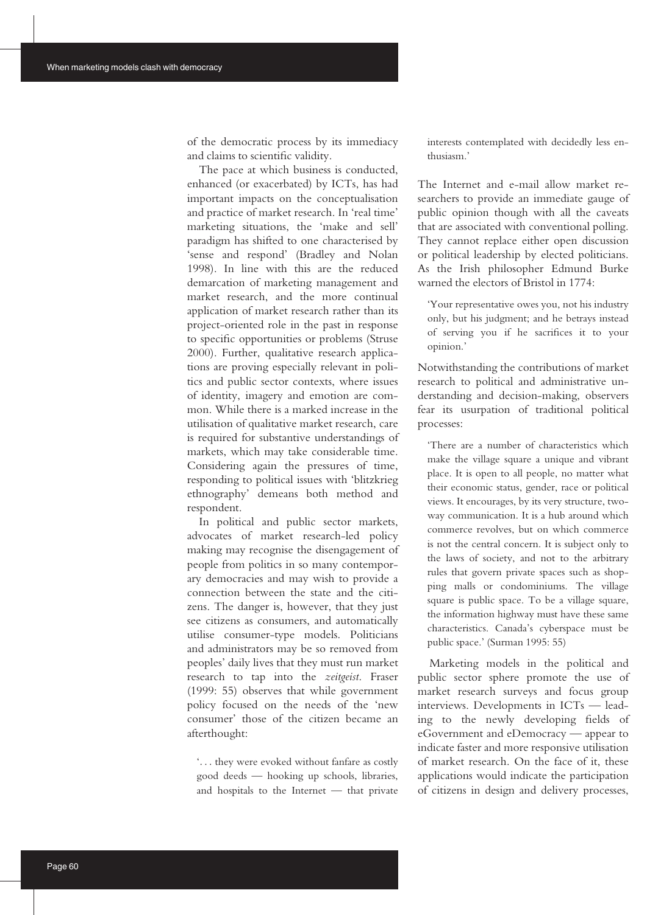of the democratic process by its immediacy and claims to scientific validity.

The pace at which business is conducted, enhanced (or exacerbated) by ICTs, has had important impacts on the conceptualisation and practice of market research. In 'real time' marketing situations, the 'make and sell' paradigm has shifted to one characterised by 'sense and respond' (Bradley and Nolan 1998). In line with this are the reduced demarcation of marketing management and market research, and the more continual application of market research rather than its project-oriented role in the past in response to specific opportunities or problems (Struse 2000). Further, qualitative research applications are proving especially relevant in politics and public sector contexts, where issues of identity, imagery and emotion are common. While there is a marked increase in the utilisation of qualitative market research, care is required for substantive understandings of markets, which may take considerable time. Considering again the pressures of time, responding to political issues with 'blitzkrieg ethnography' demeans both method and respondent.

In political and public sector markets, advocates of market research-led policy making may recognise the disengagement of people from politics in so many contemporary democracies and may wish to provide a connection between the state and the citizens. The danger is, however, that they just see citizens as consumers, and automatically utilise consumer-type models. Politicians and administrators may be so removed from peoples' daily lives that they must run market research to tap into the *zeitgeist*. Fraser (1999: 55) observes that while government policy focused on the needs of the 'new consumer' those of the citizen became an afterthought:

> '. . . they were evoked without fanfare as costly good deeds — hooking up schools, libraries, and hospitals to the Internet — that private interests contemplated with decidedly less enthusiasm.'

The Internet and e-mail allow market researchers to provide an immediate gauge of public opinion though with all the caveats that are associated with conventional polling. They cannot replace either open discussion or political leadership by elected politicians. As the Irish philosopher Edmund Burke warned the electors of Bristol in 1774:

> 'Your representative owes you, not his industry only, but his judgment; and he betrays instead of serving you if he sacrifices it to your opinion.'

Notwithstanding the contributions of market research to political and administrative understanding and decision-making, observers fear its usurpation of traditional political processes:

> 'There are a number of characteristics which make the village square a unique and vibrant place. It is open to all people, no matter what their economic status, gender, race or political views. It encourages, by its very structure, two-way communication. It is a hub around which commerce revolves, but on which commerce is not the central concern. It is subject only to the laws of society, and not to the arbitrary rules that govern private spaces such as shopping malls or condominiums. The village square is public space. To be a village square, the information highway must have these same characteristics. Canada's cyberspace must be public space.' (Surman 1995: 55)

Marketing models in the political and public sector sphere promote the use of market research surveys and focus group interviews. Developments in ICTs — leading to the newly developing fields of eGovernment and eDemocracy — appear to indicate faster and more responsive utilisation of market research. On the face of it, these applications would indicate the participation of citizens in design and delivery processes,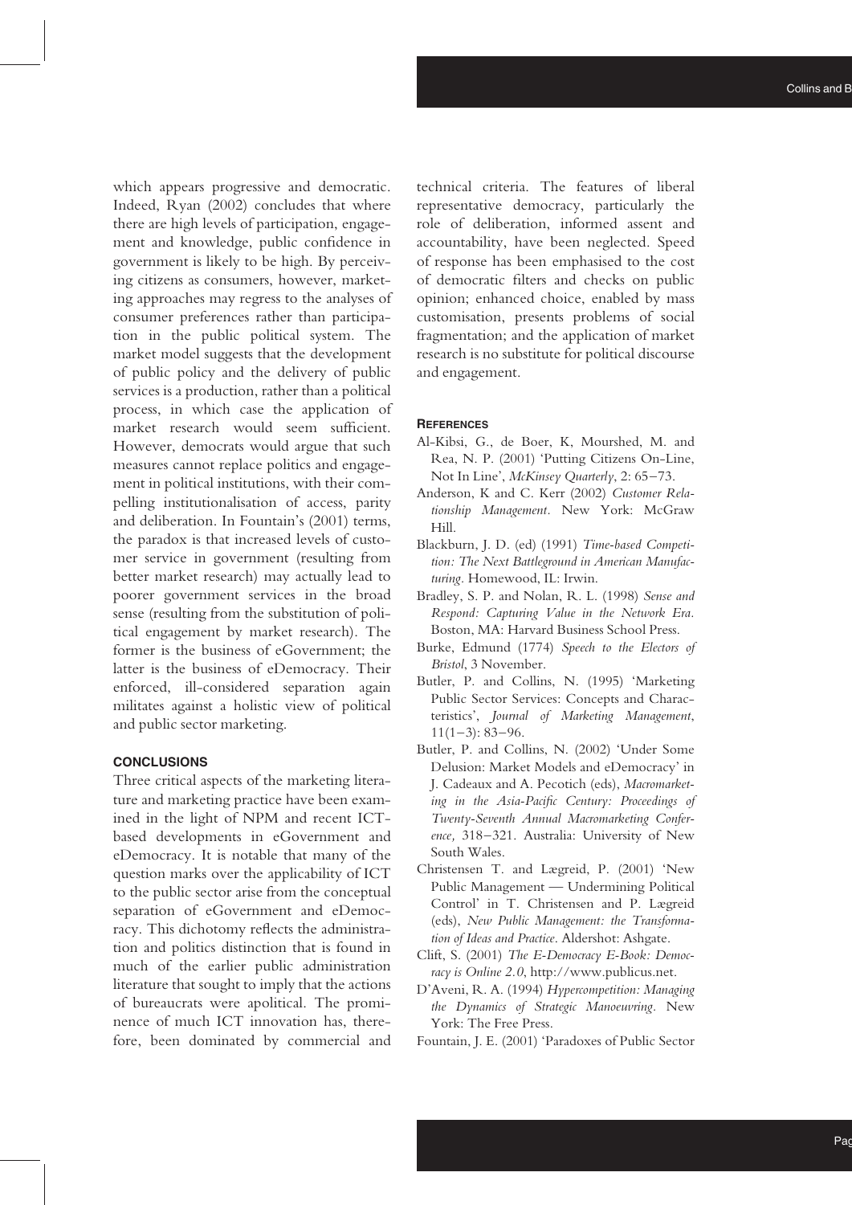which appears progressive and democratic. Indeed, Ryan (2002) concludes that where there are high levels of participation, engagement and knowledge, public confidence in government is likely to be high. By perceiving citizens as consumers, however, marketing approaches may regress to the analyses of consumer preferences rather than participation in the public political system. The market model suggests that the development of public policy and the delivery of public services is a production, rather than a political process, in which case the application of market research would seem sufficient. However, democrats would argue that such measures cannot replace politics and engagement in political institutions, with their compelling institutionalisation of access, parity and deliberation. In Fountain's (2001) terms, the paradox is that increased levels of customer service in government (resulting from better market research) may actually lead to poorer government services in the broad sense (resulting from the substitution of political engagement by market research). The former is the business of eGovernment; the latter is the business of eDemocracy. Their enforced, ill-considered separation again militates against a holistic view of political and public sector marketing.

## CONCLUSIONS

Three critical aspects of the marketing literature and marketing practice have been examined in the light of NPM and recent ICT-based developments in eGovernment and eDemocracy. It is notable that many of the question marks over the applicability of ICT to the public sector arise from the conceptual separation of eGovernment and eDemocracy. This dichotomy reflects the administration and politics distinction that is found in much of the earlier public administration literature that sought to imply that the actions of bureaucrats were apolitical. The prominence of much ICT innovation has, therefore, been dominated by commercial and technical criteria. The features of liberal representative democracy, particularly the role of deliberation, informed assent and accountability, have been neglected. Speed of response has been emphasised to the cost of democratic filters and checks on public opinion; enhanced choice, enabled by mass customisation, presents problems of social fragmentation; and the application of market research is no substitute for political discourse and engagement.

## REFERENCES

Al-Kibsi, G., de Boer, K, Mourshed, M. and Rea, N. P. (2001) 'Putting Citizens On-Line, Not In Line', *McKinsey Quarterly*, 2: 65–73.

Anderson, K and C. Kerr (2002) *Customer Relationship Management*. New York: McGraw Hill.

Blackburn, J. D. (ed) (1991) *Time-based Competition: The Next Battleground in American Manufacturing*. Homewood, IL: Irwin.

Bradley, S. P. and Nolan, R. L. (1998) *Sense and Respond: Capturing Value in the Network Era*. Boston, MA: Harvard Business School Press.

Burke, Edmund (1774) *Speech to the Electors of Bristol*, 3 November.

Butler, P. and Collins, N. (1995) 'Marketing Public Sector Services: Concepts and Characteristics', *Journal of Marketing Management*, 11(1–3): 83–96.

Butler, P. and Collins, N. (2002) 'Under Some Delusion: Market Models and eDemocracy' in J. Cadeaux and A. Pecotich (eds), *Macromarketing in the Asia-Pacific Century: Proceedings of Twenty-Seventh Annual Macromarketing Conference,* 318–321. Australia: University of New South Wales.

Christensen T. and Lægreid, P. (2001) 'New Public Management — Undermining Political Control' in T. Christensen and P. Lægreid (eds), *New Public Management: the Transformation of Ideas and Practice*. Aldershot: Ashgate.

Clift, S. (2001) *The E-Democracy E-Book: Democracy is Online 2.0*, http://www.publicus.net.

D'Aveni, R. A. (1994) *Hypercompetition: Managing the Dynamics of Strategic Manoeuvring*. New York: The Free Press.

Fountain, J. E. (2001) 'Paradoxes of Public Sector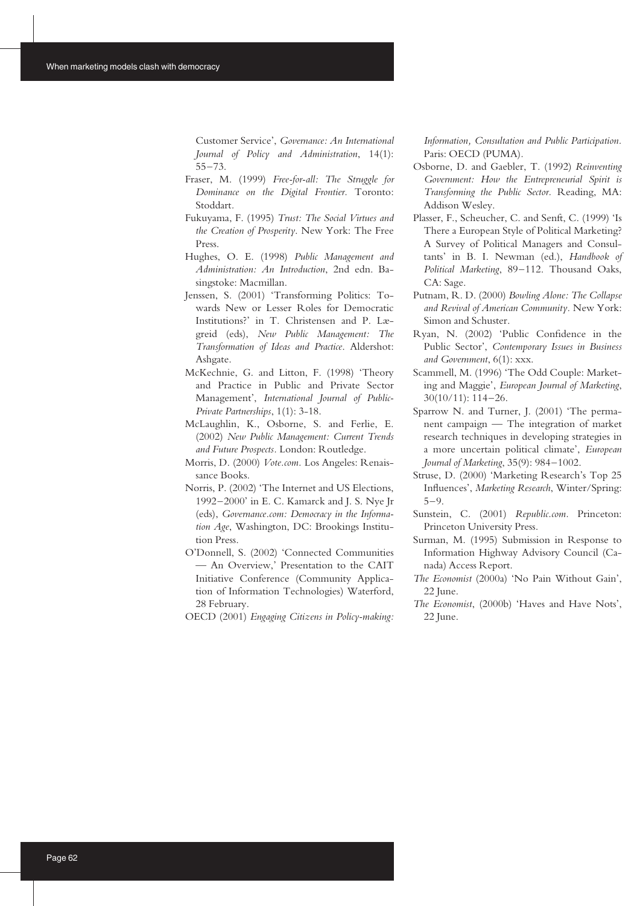Customer Service', *Governance: An International Journal of Policy and Administration*, 14(1): 55–73.

Fraser, M. (1999) *Free-for-all: The Struggle for Dominance on the Digital Frontier.* Toronto: Stoddart.

Fukuyama, F. (1995) *Trust: The Social Virtues and the Creation of Prosperity*. New York: The Free Press.

Hughes, O. E. (1998) *Public Management and Administration: An Introduction*, 2nd edn. Basingstoke: Macmillan.

Jenssen, S. (2001) 'Transforming Politics: Towards New or Lesser Roles for Democratic Institutions?' in T. Christensen and P. Lægreid (eds), *New Public Management: The Transformation of Ideas and Practice*. Aldershot: Ashgate.

McKechnie, G. and Litton, F. (1998) 'Theory and Practice in Public and Private Sector Management', *International Journal of Public-Private Partnerships*, 1(1): 3-18.

McLaughlin, K., Osborne, S. and Ferlie, E. (2002) *New Public Management: Current Trends and Future Prospects*. London: Routledge.

Morris, D. (2000) *Vote.com*. Los Angeles: Renaissance Books.

Norris, P. (2002) 'The Internet and US Elections, 1992–2000' in E. C. Kamarck and J. S. Nye Jr (eds), *Governance.com: Democracy in the Information Age*, Washington, DC: Brookings Institution Press.

O'Donnell, S. (2002) 'Connected Communities — An Overview,' Presentation to the CAIT Initiative Conference (Community Application of Information Technologies) Waterford, 28 February.

OECD (2001) *Engaging Citizens in Policy-making: Information, Consultation and Public Participation*. Paris: OECD (PUMA).

Osborne, D. and Gaebler, T. (1992) *Reinventing Government: How the Entrepreneurial Spirit is Transforming the Public Sector*. Reading, MA: Addison Wesley.

Plasser, F., Scheucher, C. and Senft, C. (1999) 'Is There a European Style of Political Marketing? A Survey of Political Managers and Consultants' in B. I. Newman (ed.), *Handbook of Political Marketing*, 89–112. Thousand Oaks, CA: Sage.

Putnam, R. D. (2000) *Bowling Alone: The Collapse and Revival of American Community*. New York: Simon and Schuster.

Ryan, N. (2002) 'Public Confidence in the Public Sector', *Contemporary Issues in Business and Government*, 6(1): xxx.

Scammell, M. (1996) 'The Odd Couple: Marketing and Maggie', *European Journal of Marketing*, 30(10/11): 114–26.

Sparrow N. and Turner, J. (2001) 'The permanent campaign — The integration of market research techniques in developing strategies in a more uncertain political climate', *European Journal of Marketing*, 35(9): 984–1002.

Struse, D. (2000) 'Marketing Research's Top 25 Influences', *Marketing Research*, Winter/Spring: 5–9.

Sunstein, C. (2001) *Republic.com*. Princeton: Princeton University Press.

Surman, M. (1995) Submission in Response to Information Highway Advisory Council (Canada) Access Report.

*The Economist* (2000a) 'No Pain Without Gain', 22 June.

*The Economist*, (2000b) 'Haves and Have Nots', 22 June.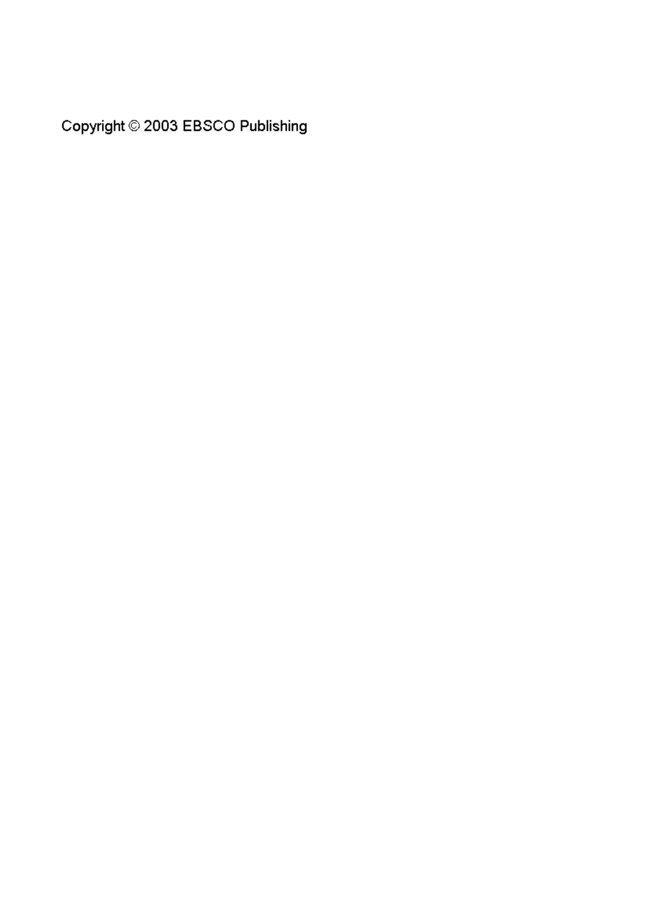Copyright © 2003 EBSCO Publishing